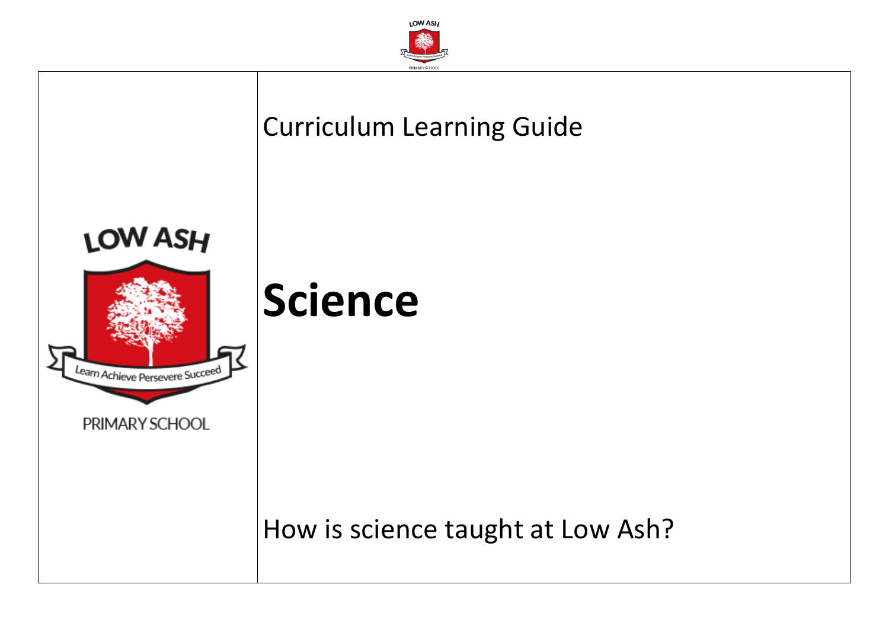Curriculum Learning Guide

# Science

How is science taught at Low Ash?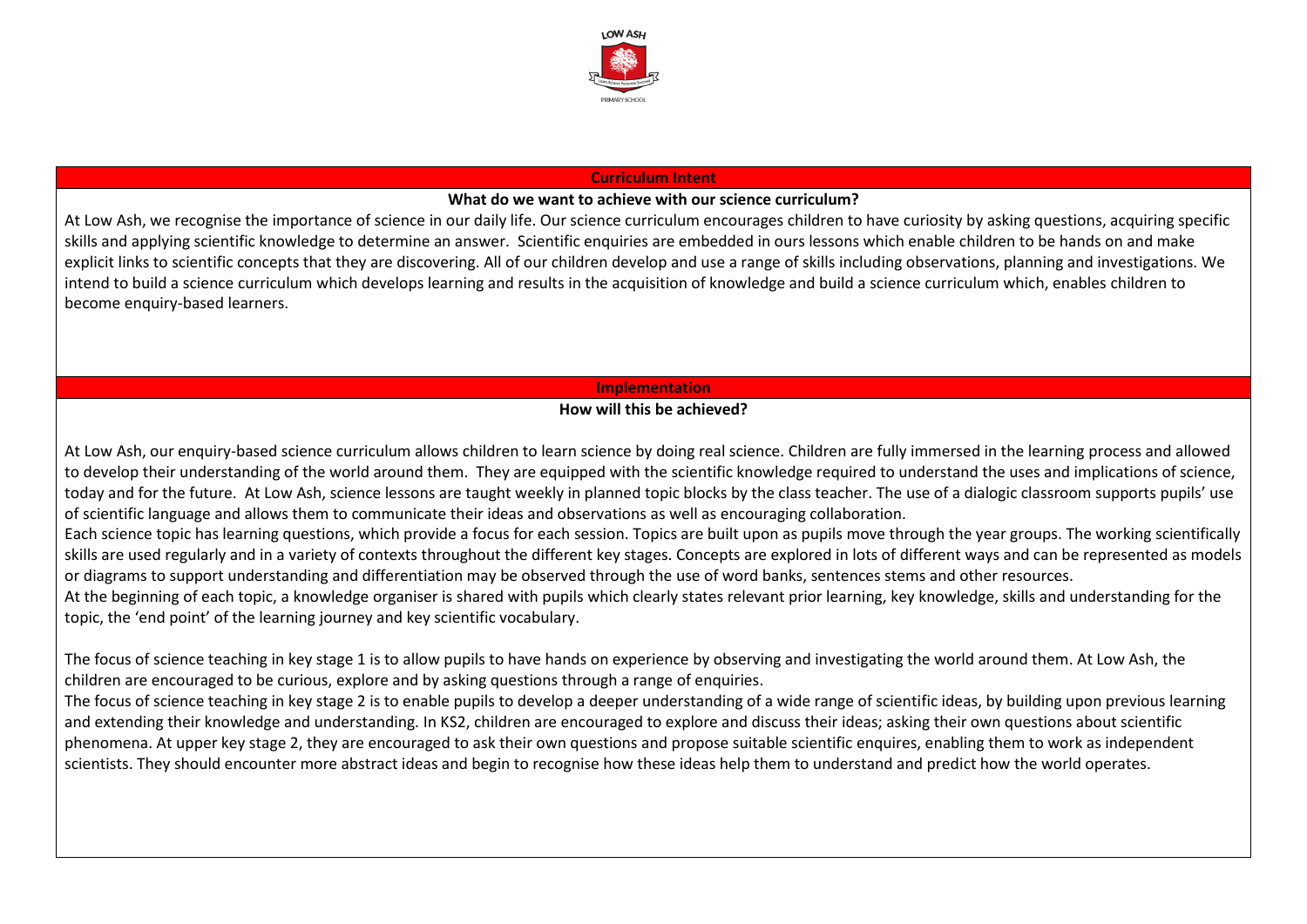## Curriculum Intent

### What do we want to achieve with our science curriculum?

At Low Ash, we recognise the importance of science in our daily life. Our science curriculum encourages children to have curiosity by asking questions, acquiring specific skills and applying scientific knowledge to determine an answer. Scientific enquiries are embedded in ours lessons which enable children to be hands on and make explicit links to scientific concepts that they are discovering. All of our children develop and use a range of skills including observations, planning and investigations. We intend to build a science curriculum which develops learning and results in the acquisition of knowledge and build a science curriculum which, enables children to become enquiry-based learners.

## Implementation

### How will this be achieved?

At Low Ash, our enquiry-based science curriculum allows children to learn science by doing real science. Children are fully immersed in the learning process and allowed to develop their understanding of the world around them. They are equipped with the scientific knowledge required to understand the uses and implications of science, today and for the future. At Low Ash, science lessons are taught weekly in planned topic blocks by the class teacher. The use of a dialogic classroom supports pupils' use of scientific language and allows them to communicate their ideas and observations as well as encouraging collaboration.

Each science topic has learning questions, which provide a focus for each session. Topics are built upon as pupils move through the year groups. The working scientifically skills are used regularly and in a variety of contexts throughout the different key stages. Concepts are explored in lots of different ways and can be represented as models or diagrams to support understanding and differentiation may be observed through the use of word banks, sentences stems and other resources.

At the beginning of each topic, a knowledge organiser is shared with pupils which clearly states relevant prior learning, key knowledge, skills and understanding for the topic, the 'end point' of the learning journey and key scientific vocabulary.

The focus of science teaching in key stage 1 is to allow pupils to have hands on experience by observing and investigating the world around them. At Low Ash, the children are encouraged to be curious, explore and by asking questions through a range of enquiries.

The focus of science teaching in key stage 2 is to enable pupils to develop a deeper understanding of a wide range of scientific ideas, by building upon previous learning and extending their knowledge and understanding. In KS2, children are encouraged to explore and discuss their ideas; asking their own questions about scientific phenomena. At upper key stage 2, they are encouraged to ask their own questions and propose suitable scientific enquires, enabling them to work as independent scientists. They should encounter more abstract ideas and begin to recognise how these ideas help them to understand and predict how the world operates.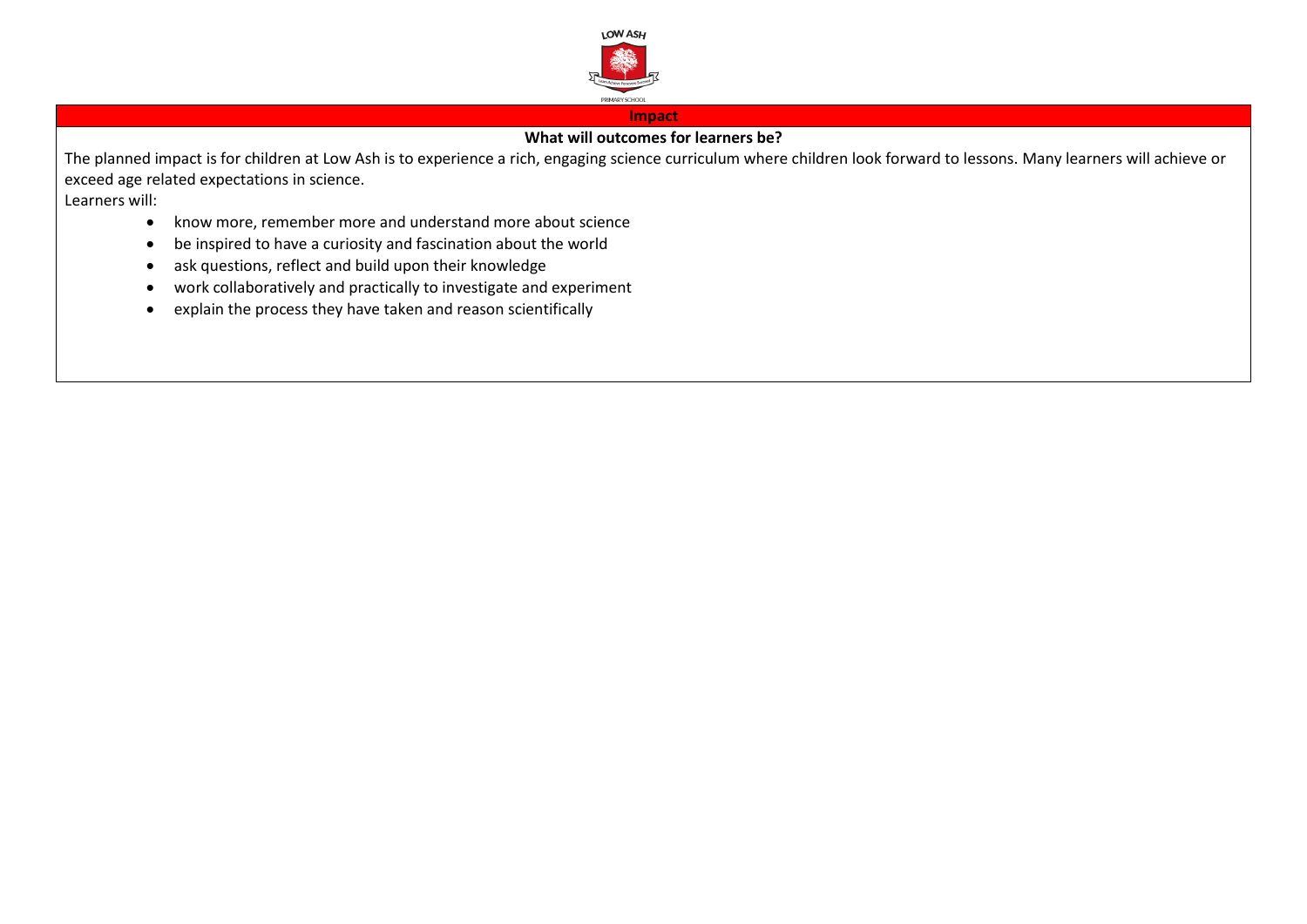## Impact

### What will outcomes for learners be?

The planned impact is for children at Low Ash is to experience a rich, engaging science curriculum where children look forward to lessons. Many learners will achieve or exceed age related expectations in science.

Learners will:

- know more, remember more and understand more about science
- be inspired to have a curiosity and fascination about the world
- ask questions, reflect and build upon their knowledge
- work collaboratively and practically to investigate and experiment
- explain the process they have taken and reason scientifically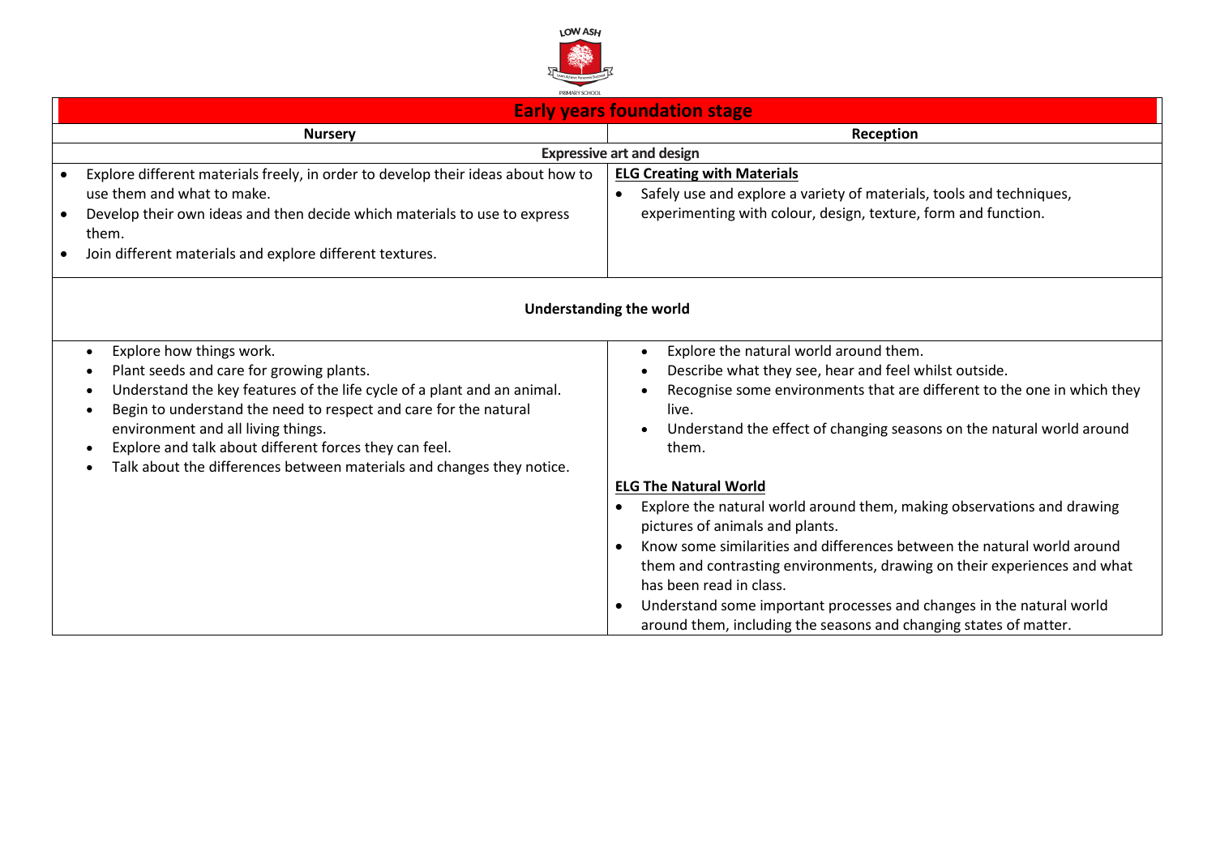| Early years foundation stage | |
|---|---|
| **Nursery** | **Reception** |
| **Expressive art and design** | |
| • Explore different materials freely, in order to develop their ideas about how to use them and what to make.<br>• Develop their own ideas and then decide which materials to use to express them.<br>• Join different materials and explore different textures. | **ELG Creating with Materials**<br>• Safely use and explore a variety of materials, tools and techniques, experimenting with colour, design, texture, form and function. |
| **Understanding the world** | |
| • Explore how things work.<br>• Plant seeds and care for growing plants.<br>• Understand the key features of the life cycle of a plant and an animal.<br>• Begin to understand the need to respect and care for the natural environment and all living things.<br>• Explore and talk about different forces they can feel.<br>• Talk about the differences between materials and changes they notice. | • Explore the natural world around them.<br>• Describe what they see, hear and feel whilst outside.<br>• Recognise some environments that are different to the one in which they live.<br>• Understand the effect of changing seasons on the natural world around them.<br><br>**ELG The Natural World**<br>• Explore the natural world around them, making observations and drawing pictures of animals and plants.<br>• Know some similarities and differences between the natural world around them and contrasting environments, drawing on their experiences and what has been read in class.<br>• Understand some important processes and changes in the natural world around them, including the seasons and changing states of matter. |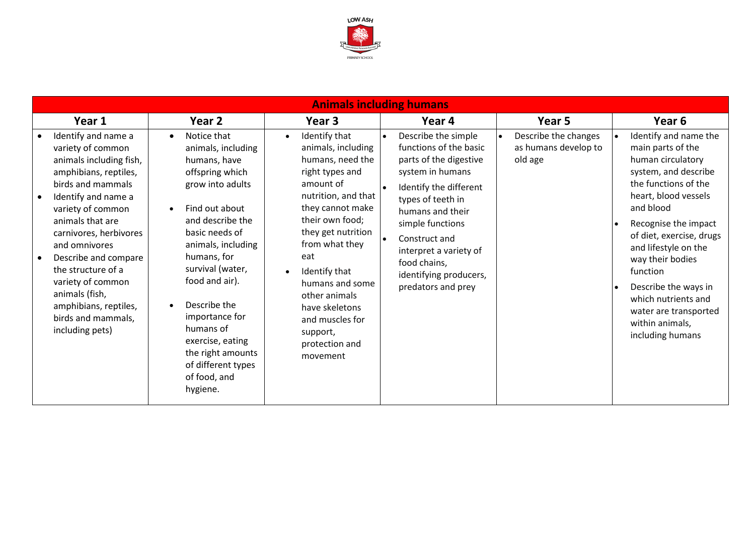| Animals including humans | | | | | |
|---|---|---|---|---|---|
| **Year 1** | **Year 2** | **Year 3** | **Year 4** | **Year 5** | **Year 6** |
| • Identify and name a variety of common animals including fish, amphibians, reptiles, birds and mammals<br>• Identify and name a variety of common animals that are carnivores, herbivores and omnivores<br>• Describe and compare the structure of a variety of common animals (fish, amphibians, reptiles, birds and mammals, including pets) | • Notice that animals, including humans, have offspring which grow into adults<br>• Find out about and describe the basic needs of animals, including humans, for survival (water, food and air).<br>• Describe the importance for humans of exercise, eating the right amounts of different types of food, and hygiene. | • Identify that animals, including humans, need the right types and amount of nutrition, and that they cannot make their own food; they get nutrition from what they eat<br>• Identify that humans and some other animals have skeletons and muscles for support, protection and movement | • Describe the simple functions of the basic parts of the digestive system in humans<br>• Identify the different types of teeth in humans and their simple functions<br>• Construct and interpret a variety of food chains, identifying producers, predators and prey | • Describe the changes as humans develop to old age | • Identify and name the main parts of the human circulatory system, and describe the functions of the heart, blood vessels and blood<br>• Recognise the impact of diet, exercise, drugs and lifestyle on the way their bodies function<br>• Describe the ways in which nutrients and water are transported within animals, including humans |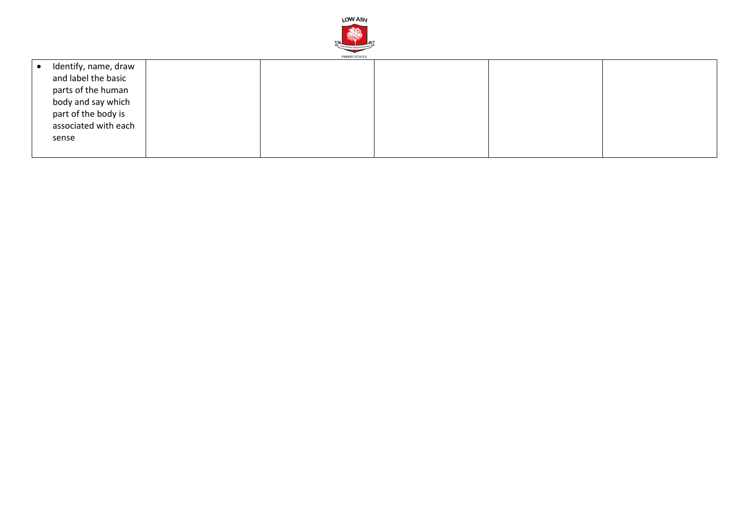| | | | | | |
|---|---|---|---|---|---|
| • Identify, name, draw and label the basic parts of the human body and say which part of the body is associated with each sense | | | | | |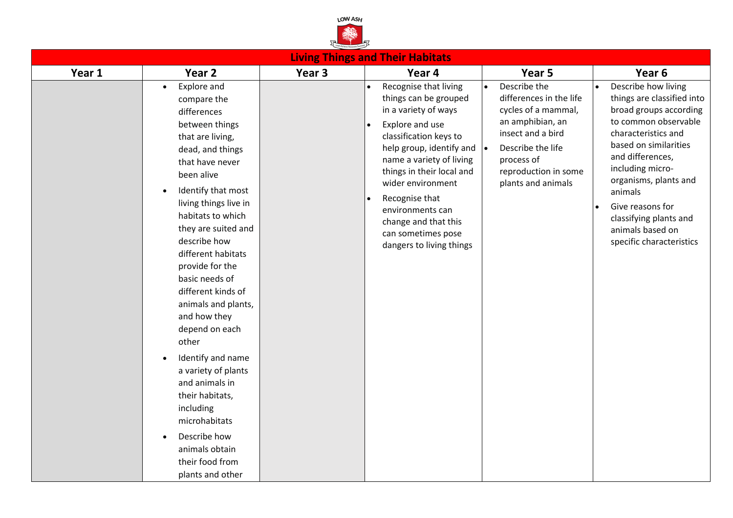| Living Things and Their Habitats | | | | | |
|---|---|---|---|---|---|
| **Year 1** | **Year 2** | **Year 3** | **Year 4** | **Year 5** | **Year 6** |
| | • Explore and compare the differences between things that are living, dead, and things that have never been alive<br>• Identify that most living things live in habitats to which they are suited and describe how different habitats provide for the basic needs of different kinds of animals and plants, and how they depend on each other<br>• Identify and name a variety of plants and animals in their habitats, including microhabitats<br>• Describe how animals obtain their food from plants and other | | • Recognise that living things can be grouped in a variety of ways<br>• Explore and use classification keys to help group, identify and name a variety of living things in their local and wider environment<br>• Recognise that environments can change and that this can sometimes pose dangers to living things | • Describe the differences in the life cycles of a mammal, an amphibian, an insect and a bird<br>• Describe the life process of reproduction in some plants and animals | • Describe how living things are classified into broad groups according to common observable characteristics and based on similarities and differences, including micro-organisms, plants and animals<br>• Give reasons for classifying plants and animals based on specific characteristics |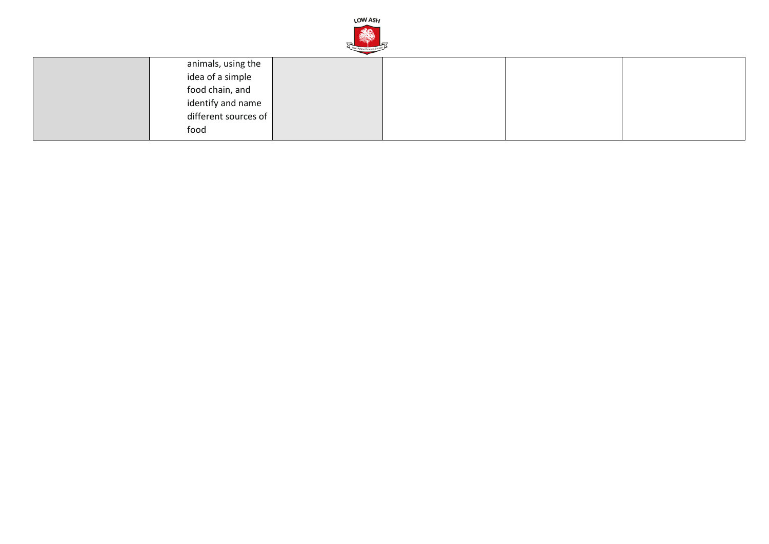| | | | | | |
|---|---|---|---|---|---|
| | animals, using the idea of a simple food chain, and identify and name different sources of food | | | | |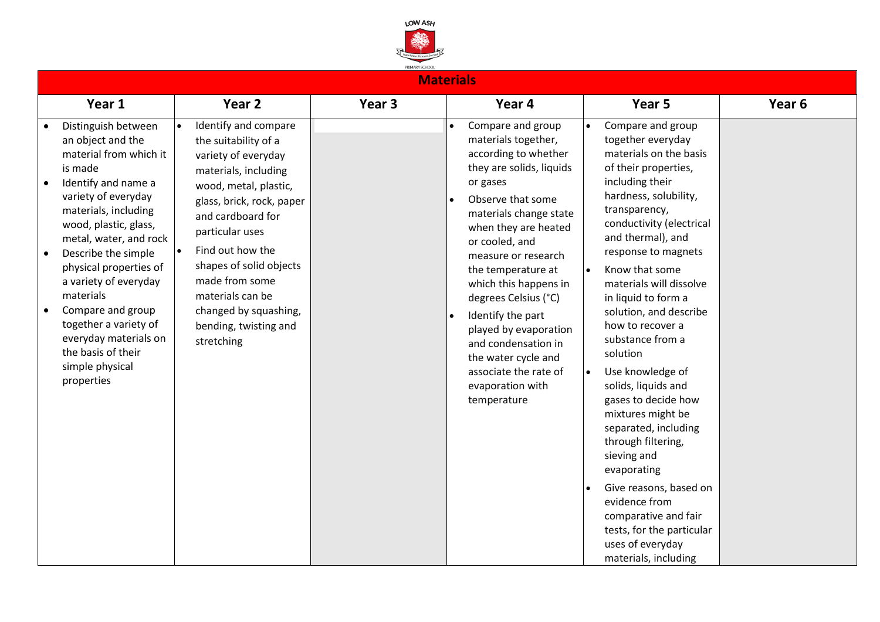# Materials

| Year 1 | Year 2 | Year 3 | Year 4 | Year 5 | Year 6 |
|---|---|---|---|---|---|
| • Distinguish between an object and the material from which it is made<br>• Identify and name a variety of everyday materials, including wood, plastic, glass, metal, water, and rock<br>• Describe the simple physical properties of a variety of everyday materials<br>• Compare and group together a variety of everyday materials on the basis of their simple physical properties | • Identify and compare the suitability of a variety of everyday materials, including wood, metal, plastic, glass, brick, rock, paper and cardboard for particular uses<br>• Find out how the shapes of solid objects made from some materials can be changed by squashing, bending, twisting and stretching | | • Compare and group materials together, according to whether they are solids, liquids or gases<br>• Observe that some materials change state when they are heated or cooled, and measure or research the temperature at which this happens in degrees Celsius (°C)<br>• Identify the part played by evaporation and condensation in the water cycle and associate the rate of evaporation with temperature | • Compare and group together everyday materials on the basis of their properties, including their hardness, solubility, transparency, conductivity (electrical and thermal), and response to magnets<br>• Know that some materials will dissolve in liquid to form a solution, and describe how to recover a substance from a solution<br>• Use knowledge of solids, liquids and gases to decide how mixtures might be separated, including through filtering, sieving and evaporating<br>• Give reasons, based on evidence from comparative and fair tests, for the particular uses of everyday materials, including | |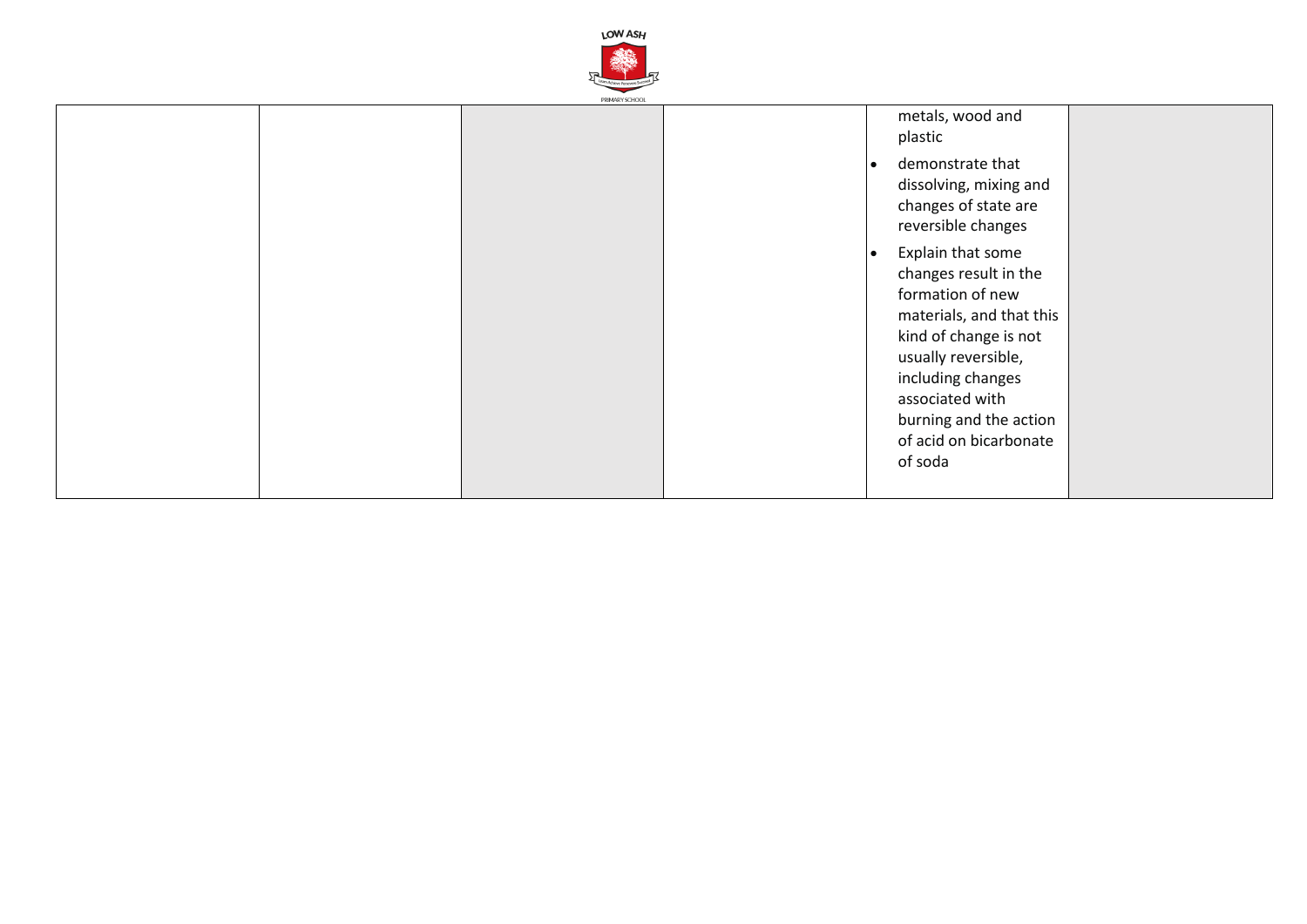| | | | | | |
|---|---|---|---|---|---|
| | | | | metals, wood and plastic<br>• demonstrate that dissolving, mixing and changes of state are reversible changes<br>• Explain that some changes result in the formation of new materials, and that this kind of change is not usually reversible, including changes associated with burning and the action of acid on bicarbonate of soda | |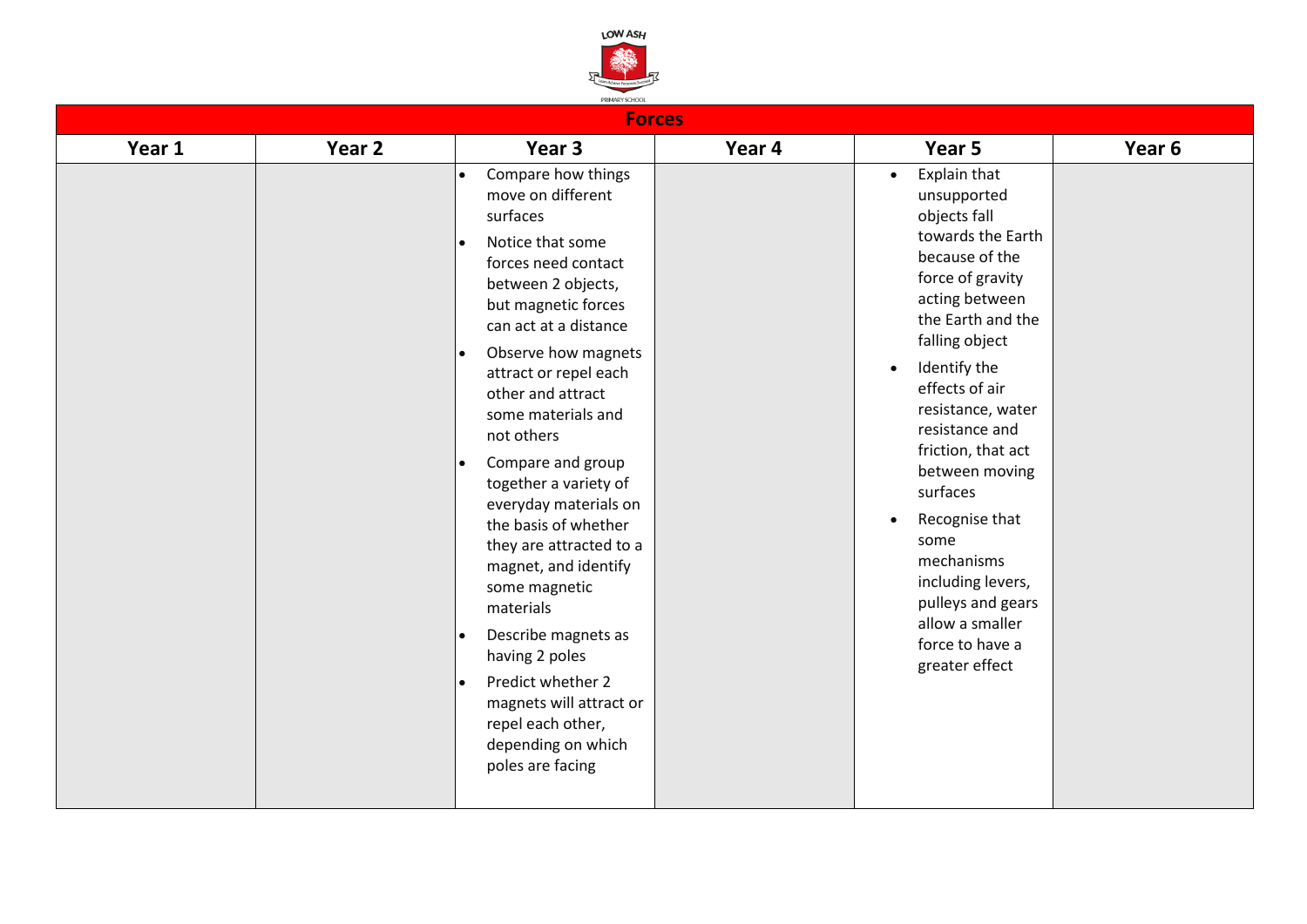## Forces

| Year 1 | Year 2 | Year 3 | Year 4 | Year 5 | Year 6 |
|---|---|---|---|---|---|
| | | • Compare how things move on different surfaces<br>• Notice that some forces need contact between 2 objects, but magnetic forces can act at a distance<br>• Observe how magnets attract or repel each other and attract some materials and not others<br>• Compare and group together a variety of everyday materials on the basis of whether they are attracted to a magnet, and identify some magnetic materials<br>• Describe magnets as having 2 poles<br>• Predict whether 2 magnets will attract or repel each other, depending on which poles are facing | | • Explain that unsupported objects fall towards the Earth because of the force of gravity acting between the Earth and the falling object<br>• Identify the effects of air resistance, water resistance and friction, that act between moving surfaces<br>• Recognise that some mechanisms including levers, pulleys and gears allow a smaller force to have a greater effect | |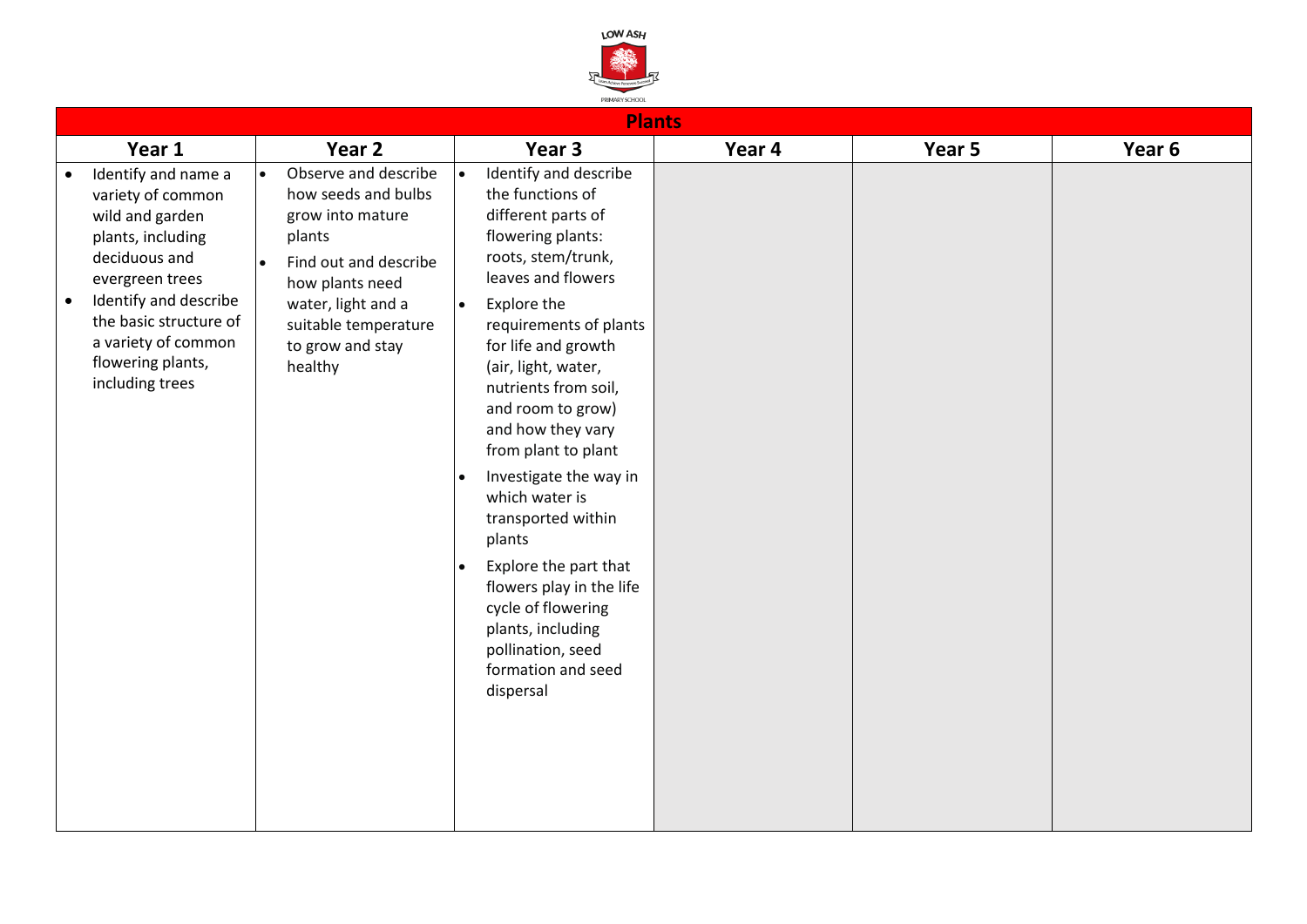| Plants | | | | | |
|---|---|---|---|---|---|
| **Year 1** | **Year 2** | **Year 3** | **Year 4** | **Year 5** | **Year 6** |
| • Identify and name a variety of common wild and garden plants, including deciduous and evergreen trees<br>• Identify and describe the basic structure of a variety of common flowering plants, including trees | • Observe and describe how seeds and bulbs grow into mature plants<br>• Find out and describe how plants need water, light and a suitable temperature to grow and stay healthy | • Identify and describe the functions of different parts of flowering plants: roots, stem/trunk, leaves and flowers<br>• Explore the requirements of plants for life and growth (air, light, water, nutrients from soil, and room to grow) and how they vary from plant to plant<br>• Investigate the way in which water is transported within plants<br>• Explore the part that flowers play in the life cycle of flowering plants, including pollination, seed formation and seed dispersal | | | |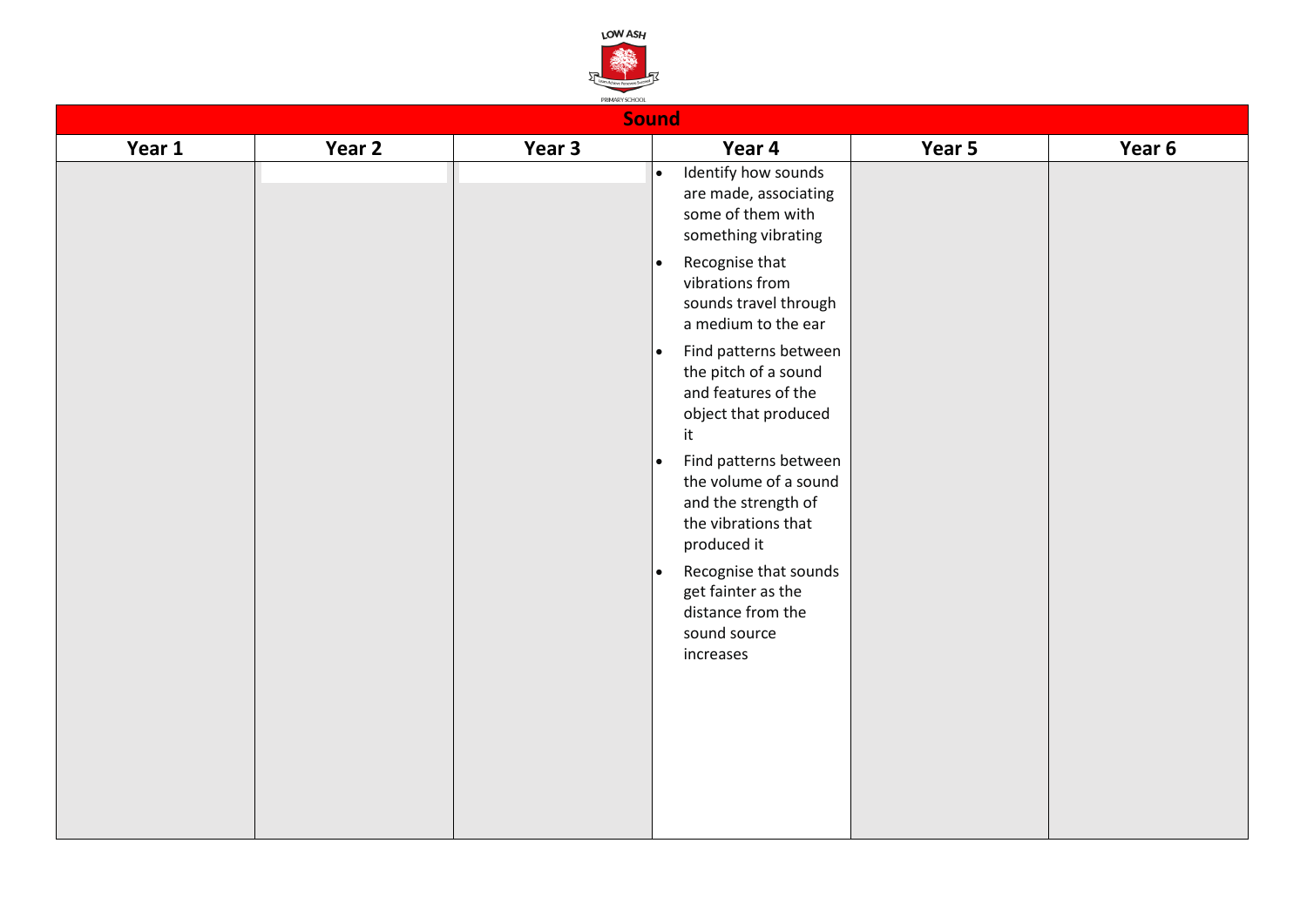## Sound

| Year 1 | Year 2 | Year 3 | Year 4 | Year 5 | Year 6 |
|---|---|---|---|---|---|
| | | | • Identify how sounds are made, associating some of them with something vibrating<br>• Recognise that vibrations from sounds travel through a medium to the ear<br>• Find patterns between the pitch of a sound and features of the object that produced it<br>• Find patterns between the volume of a sound and the strength of the vibrations that produced it<br>• Recognise that sounds get fainter as the distance from the sound source increases | | |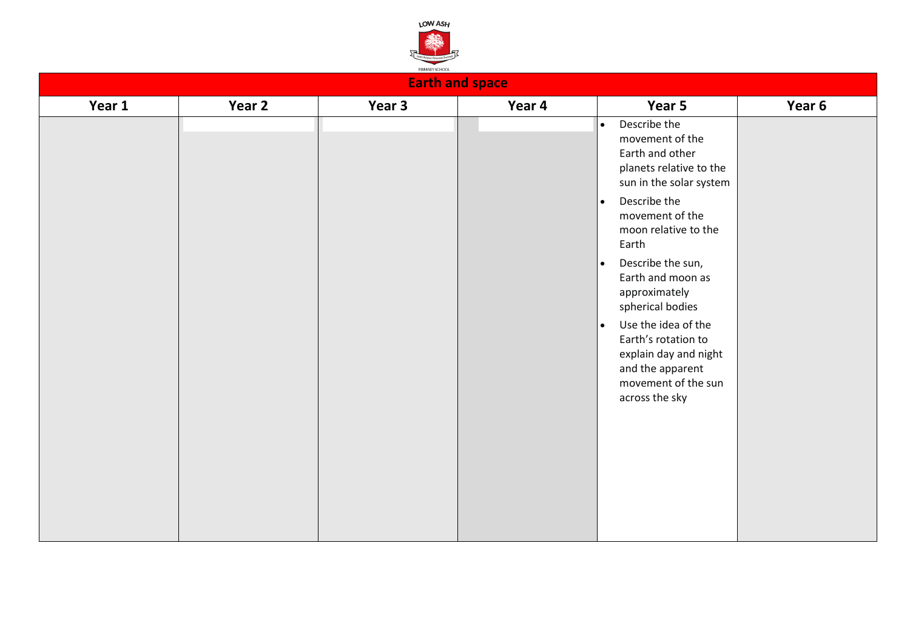# Earth and space

| Year 1 | Year 2 | Year 3 | Year 4 | Year 5 | Year 6 |
|---|---|---|---|---|---|
| | | | | • Describe the movement of the Earth and other planets relative to the sun in the solar system<br>• Describe the movement of the moon relative to the Earth<br>• Describe the sun, Earth and moon as approximately spherical bodies<br>• Use the idea of the Earth's rotation to explain day and night and the apparent movement of the sun across the sky | |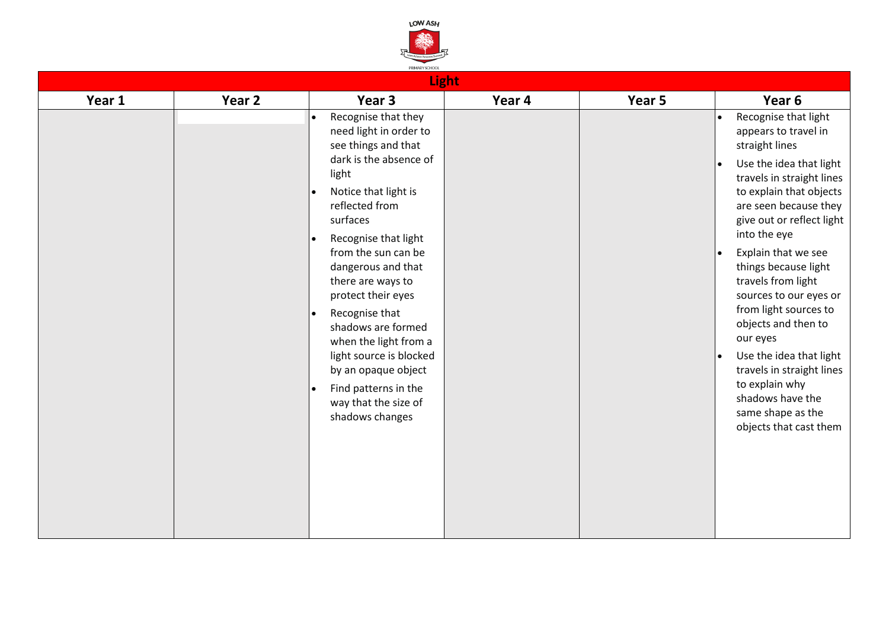| Light | | | | | |
|---|---|---|---|---|---|
| **Year 1** | **Year 2** | **Year 3** | **Year 4** | **Year 5** | **Year 6** |
| | | • Recognise that they need light in order to see things and that dark is the absence of light<br>• Notice that light is reflected from surfaces<br>• Recognise that light from the sun can be dangerous and that there are ways to protect their eyes<br>• Recognise that shadows are formed when the light from a light source is blocked by an opaque object<br>• Find patterns in the way that the size of shadows changes | | | • Recognise that light appears to travel in straight lines<br>• Use the idea that light travels in straight lines to explain that objects are seen because they give out or reflect light into the eye<br>• Explain that we see things because light travels from light sources to our eyes or from light sources to objects and then to our eyes<br>• Use the idea that light travels in straight lines to explain why shadows have the same shape as the objects that cast them |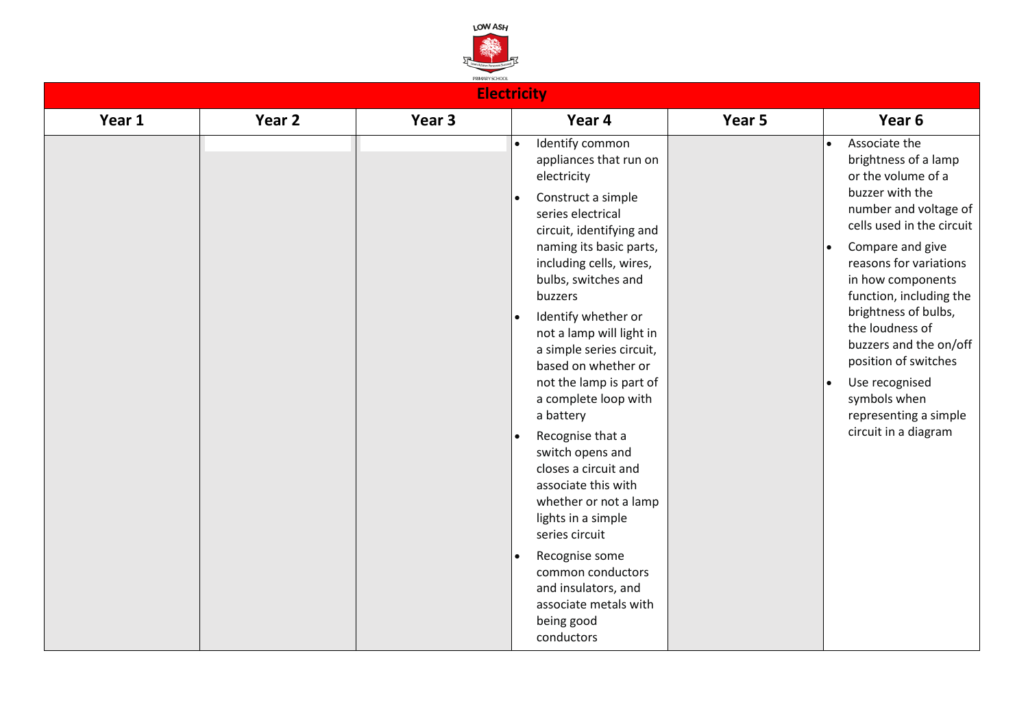# Electricity

| Year 1 | Year 2 | Year 3 | Year 4 | Year 5 | Year 6 |
| --- | --- | --- | --- | --- | --- |
| | | | • Identify common appliances that run on electricity<br>• Construct a simple series electrical circuit, identifying and naming its basic parts, including cells, wires, bulbs, switches and buzzers<br>• Identify whether or not a lamp will light in a simple series circuit, based on whether or not the lamp is part of a complete loop with a battery<br>• Recognise that a switch opens and closes a circuit and associate this with whether or not a lamp lights in a simple series circuit<br>• Recognise some common conductors and insulators, and associate metals with being good conductors | | • Associate the brightness of a lamp or the volume of a buzzer with the number and voltage of cells used in the circuit<br>• Compare and give reasons for variations in how components function, including the brightness of bulbs, the loudness of buzzers and the on/off position of switches<br>• Use recognised symbols when representing a simple circuit in a diagram |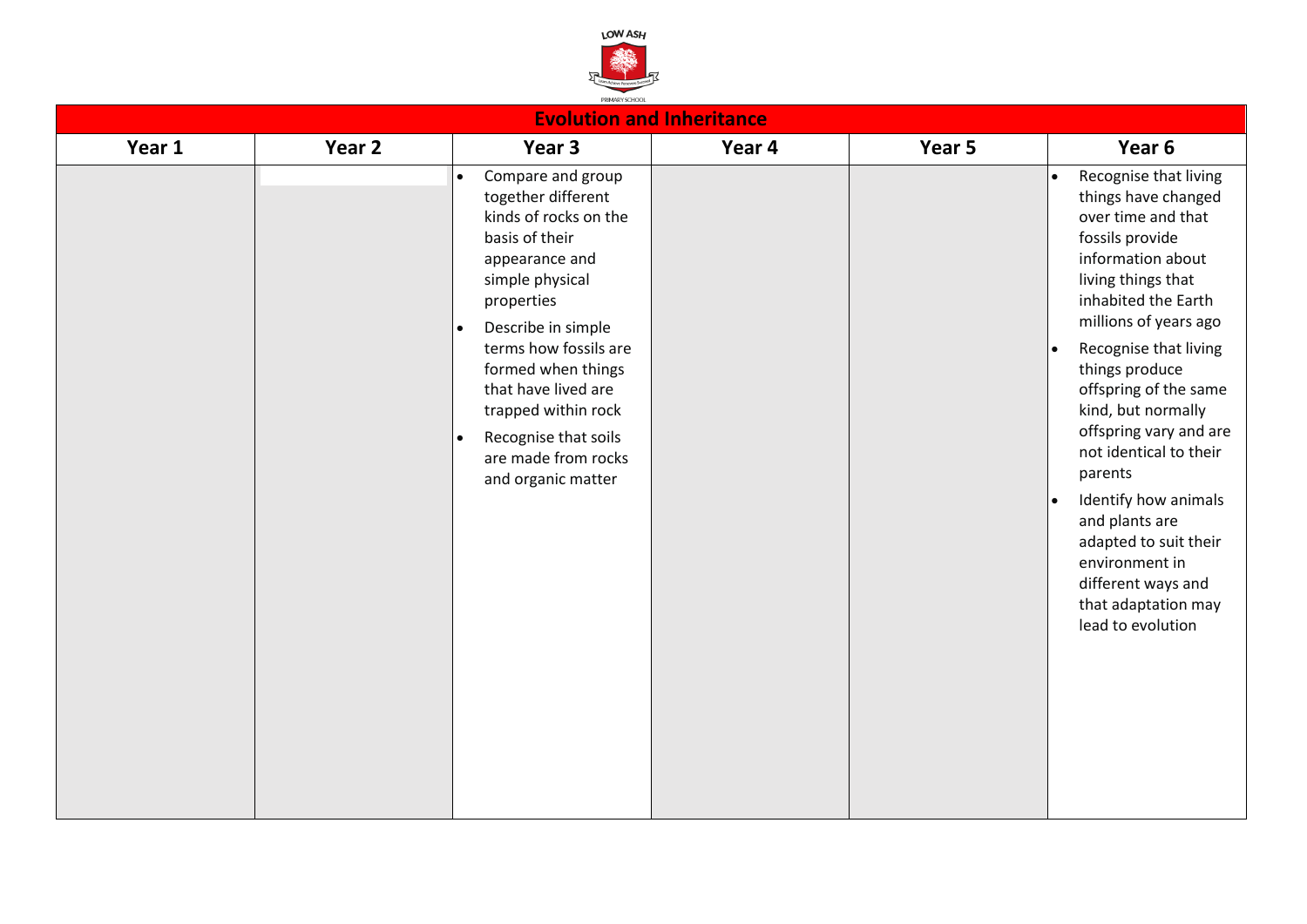## Evolution and Inheritance

| Year 1 | Year 2 | Year 3 | Year 4 | Year 5 | Year 6 |
|---|---|---|---|---|---|
| | | • Compare and group together different kinds of rocks on the basis of their appearance and simple physical properties<br>• Describe in simple terms how fossils are formed when things that have lived are trapped within rock<br>• Recognise that soils are made from rocks and organic matter | | | • Recognise that living things have changed over time and that fossils provide information about living things that inhabited the Earth millions of years ago<br>• Recognise that living things produce offspring of the same kind, but normally offspring vary and are not identical to their parents<br>• Identify how animals and plants are adapted to suit their environment in different ways and that adaptation may lead to evolution |